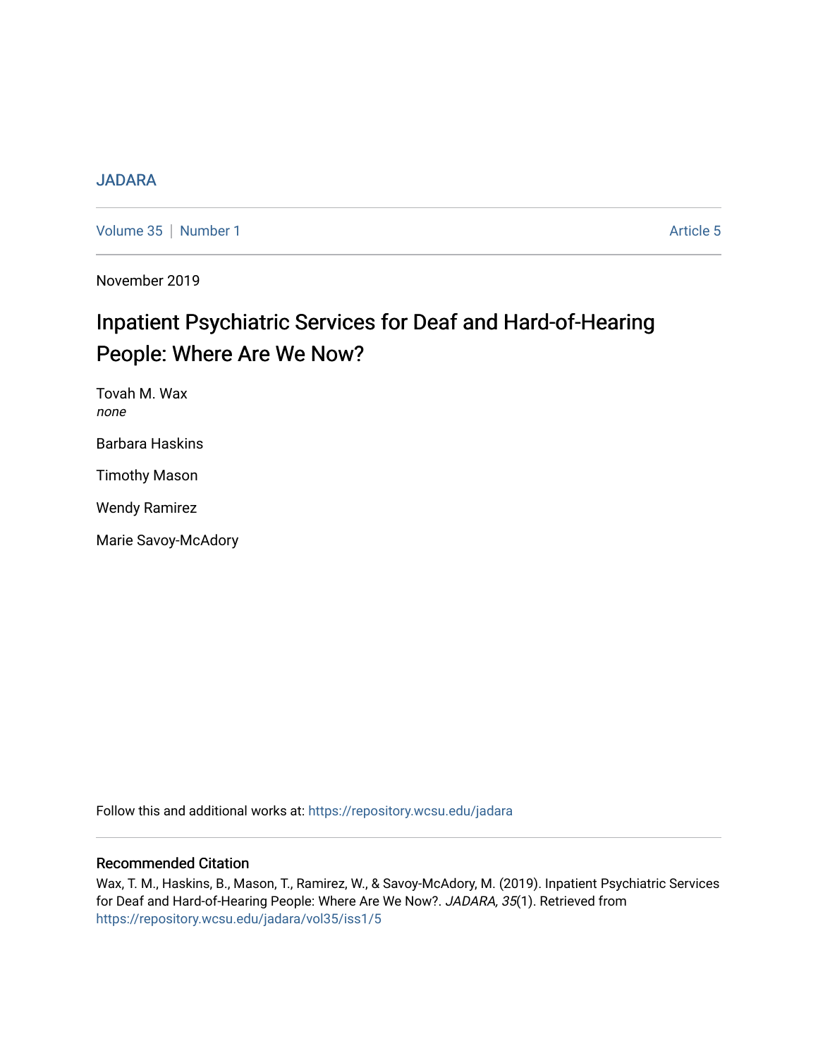JADARA

Volume 35 | Number 1 | Article 5

November 2019

# Inpatient Psychiatric Services for Deaf and Hard-of-Hearing People: Where Are We Now?

Tovah M. Wax
*none*

Barbara Haskins

Timothy Mason

Wendy Ramirez

Marie Savoy-McAdory

Follow this and additional works at: https://repository.wcsu.edu/jadara

## Recommended Citation

Wax, T. M., Haskins, B., Mason, T., Ramirez, W., & Savoy-McAdory, M. (2019). Inpatient Psychiatric Services for Deaf and Hard-of-Hearing People: Where Are We Now?. *JADARA, 35*(1). Retrieved from https://repository.wcsu.edu/jadara/vol35/iss1/5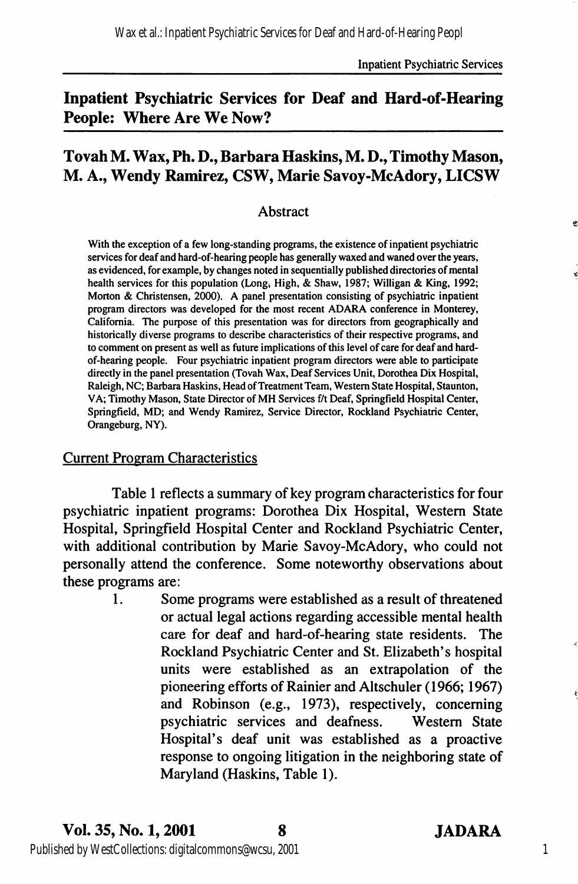# Inpatient Psychiatric Services for Deaf and Hard-of-Hearing People: Where Are We Now?

## Tovah M. Wax, Ph. D., Barbara Haskins, M. D., Timothy Mason, M. A., Wendy Ramirez, CSW, Marie Savoy-McAdory, LICSW

### Abstract

With the exception of a few long-standing programs, the existence of inpatient psychiatric services for deaf and hard-of-hearing people has generally waxed and waned over the years, as evidenced, for example, by changes noted in sequentially published directories of mental health services for this population (Long, High, & Shaw, 1987; Willigan & King, 1992; Morton & Christensen, 2000). A panel presentation consisting of psychiatric inpatient program directors was developed for the most recent ADARA conference in Monterey, California. The purpose of this presentation was for directors from geographically and historically diverse programs to describe characteristics of their respective programs, and to comment on present as well as future implications of this level of care for deaf and hard-of-hearing people. Four psychiatric inpatient program directors were able to participate directly in the panel presentation (Tovah Wax, Deaf Services Unit, Dorothea Dix Hospital, Raleigh, NC; Barbara Haskins, Head of Treatment Team, Western State Hospital, Staunton, VA; Timothy Mason, State Director of MH Services f/t Deaf, Springfield Hospital Center, Springfield, MD; and Wendy Ramirez, Service Director, Rockland Psychiatric Center, Orangeburg, NY).

### Current Program Characteristics

Table 1 reflects a summary of key program characteristics for four psychiatric inpatient programs: Dorothea Dix Hospital, Western State Hospital, Springfield Hospital Center and Rockland Psychiatric Center, with additional contribution by Marie Savoy-McAdory, who could not personally attend the conference. Some noteworthy observations about these programs are:

1. Some programs were established as a result of threatened or actual legal actions regarding accessible mental health care for deaf and hard-of-hearing state residents. The Rockland Psychiatric Center and St. Elizabeth's hospital units were established as an extrapolation of the pioneering efforts of Rainier and Altschuler (1966; 1967) and Robinson (e.g., 1973), respectively, concerning psychiatric services and deafness. Western State Hospital's deaf unit was established as a proactive response to ongoing litigation in the neighboring state of Maryland (Haskins, Table 1).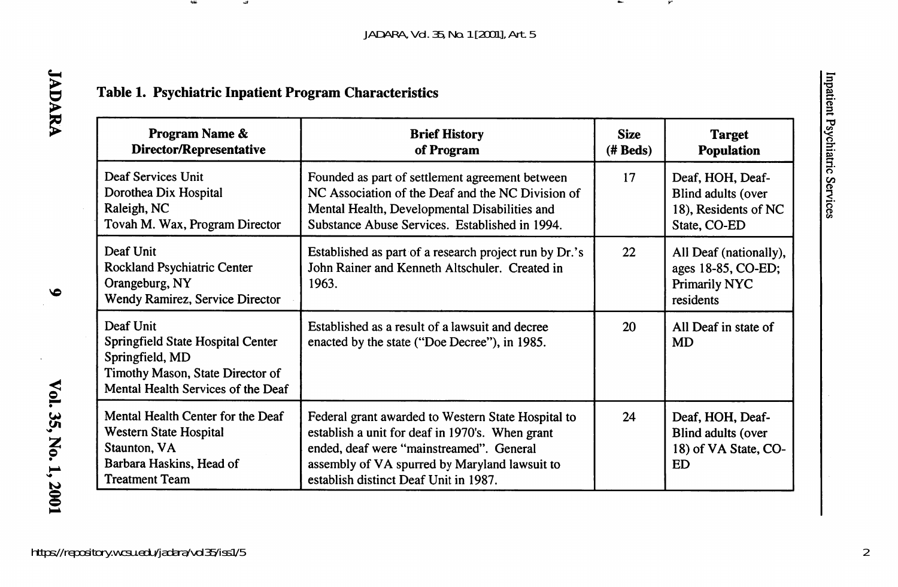**Table 1. Psychiatric Inpatient Program Characteristics**

| Program Name & Director/Representative | Brief History of Program | Size (# Beds) | Target Population |
|---|---|---|---|
| Deaf Services Unit<br>Dorothea Dix Hospital<br>Raleigh, NC<br>Tovah M. Wax, Program Director | Founded as part of settlement agreement between NC Association of the Deaf and the NC Division of Mental Health, Developmental Disabilities and Substance Abuse Services. Established in 1994. | 17 | Deaf, HOH, Deaf-Blind adults (over 18), Residents of NC State, CO-ED |
| Deaf Unit<br>Rockland Psychiatric Center<br>Orangeburg, NY<br>Wendy Ramirez, Service Director | Established as part of a research project run by Dr.'s John Rainer and Kenneth Altschuler. Created in 1963. | 22 | All Deaf (nationally), ages 18-85, CO-ED; Primarily NYC residents |
| Deaf Unit<br>Springfield State Hospital Center<br>Springfield, MD<br>Timothy Mason, State Director of Mental Health Services of the Deaf | Established as a result of a lawsuit and decree enacted by the state ("Doe Decree"), in 1985. | 20 | All Deaf in state of MD |
| Mental Health Center for the Deaf<br>Western State Hospital<br>Staunton, VA<br>Barbara Haskins, Head of Treatment Team | Federal grant awarded to Western State Hospital to establish a unit for deaf in 1970's. When grant ended, deaf were "mainstreamed". General assembly of VA spurred by Maryland lawsuit to establish distinct Deaf Unit in 1987. | 24 | Deaf, HOH, Deaf-Blind adults (over 18) of VA State, CO-ED |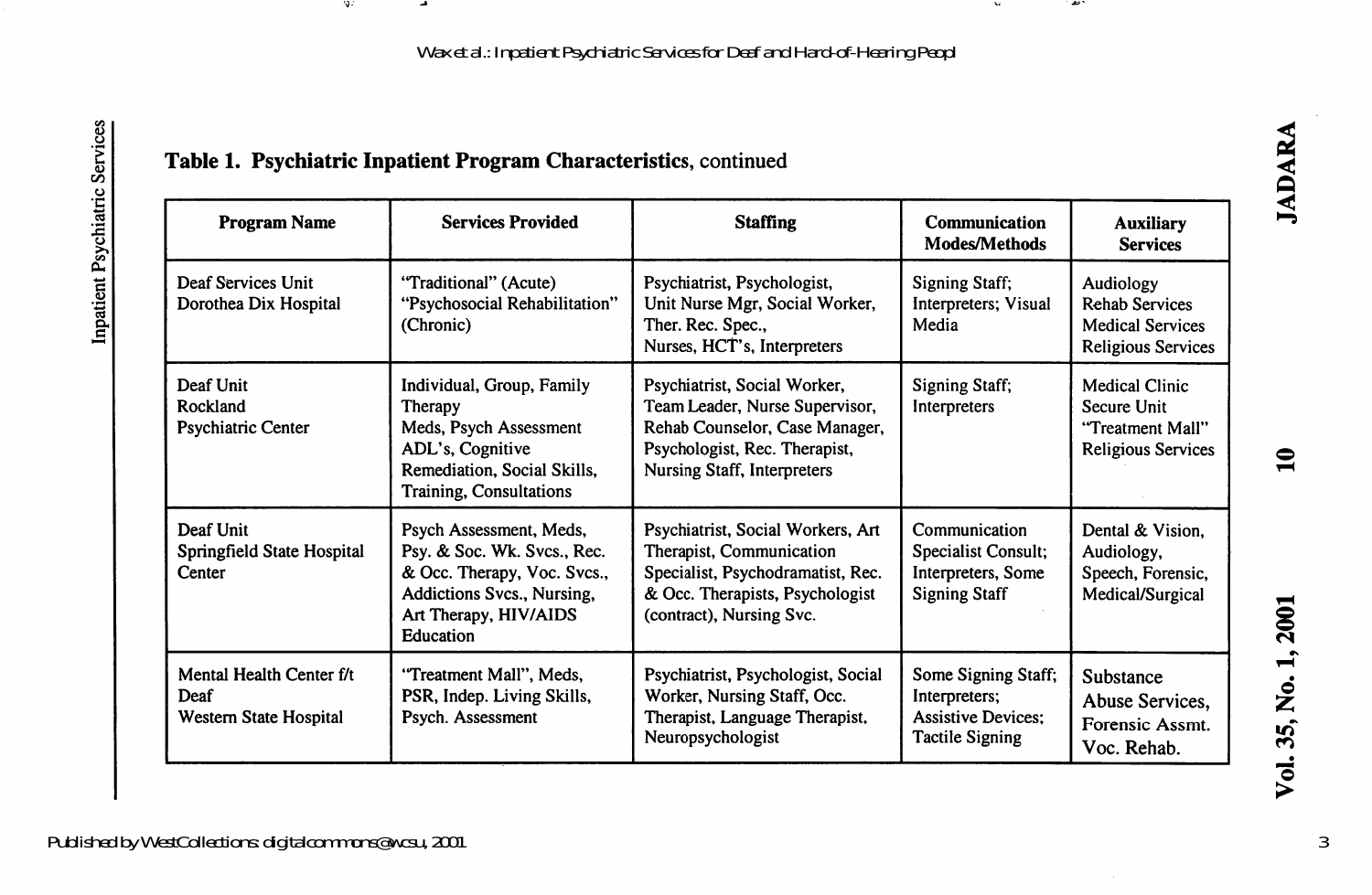## Table 1. Psychiatric Inpatient Program Characteristics, continued

| Program Name | Services Provided | Staffing | Communication Modes/Methods | Auxiliary Services |
|---|---|---|---|---|
| Deaf Services Unit Dorothea Dix Hospital | "Traditional" (Acute) "Psychosocial Rehabilitation" (Chronic) | Psychiatrist, Psychologist, Unit Nurse Mgr, Social Worker, Ther. Rec. Spec., Nurses, HCT's, Interpreters | Signing Staff; Interpreters; Visual Media | Audiology Rehab Services Medical Services Religious Services |
| Deaf Unit Rockland Psychiatric Center | Individual, Group, Family Therapy Meds, Psych Assessment ADL's, Cognitive Remediation, Social Skills, Training, Consultations | Psychiatrist, Social Worker, Team Leader, Nurse Supervisor, Rehab Counselor, Case Manager, Psychologist, Rec. Therapist, Nursing Staff, Interpreters | Signing Staff; Interpreters | Medical Clinic Secure Unit "Treatment Mall" Religious Services |
| Deaf Unit Springfield State Hospital Center | Psych Assessment, Meds, Psy. & Soc. Wk. Svcs., Rec. & Occ. Therapy, Voc. Svcs., Addictions Svcs., Nursing, Art Therapy, HIV/AIDS Education | Psychiatrist, Social Workers, Art Therapist, Communication Specialist, Psychodramatist, Rec. & Occ. Therapists, Psychologist (contract), Nursing Svc. | Communication Specialist Consult; Interpreters, Some Signing Staff | Dental & Vision, Audiology, Speech, Forensic, Medical/Surgical |
| Mental Health Center f/t Deaf Western State Hospital | "Treatment Mall", Meds, PSR, Indep. Living Skills, Psych. Assessment | Psychiatrist, Psychologist, Social Worker, Nursing Staff, Occ. Therapist, Language Therapist, Neuropsychologist | Some Signing Staff; Interpreters; Assistive Devices; Tactile Signing | Substance Abuse Services, Forensic Assmt. Voc. Rehab. |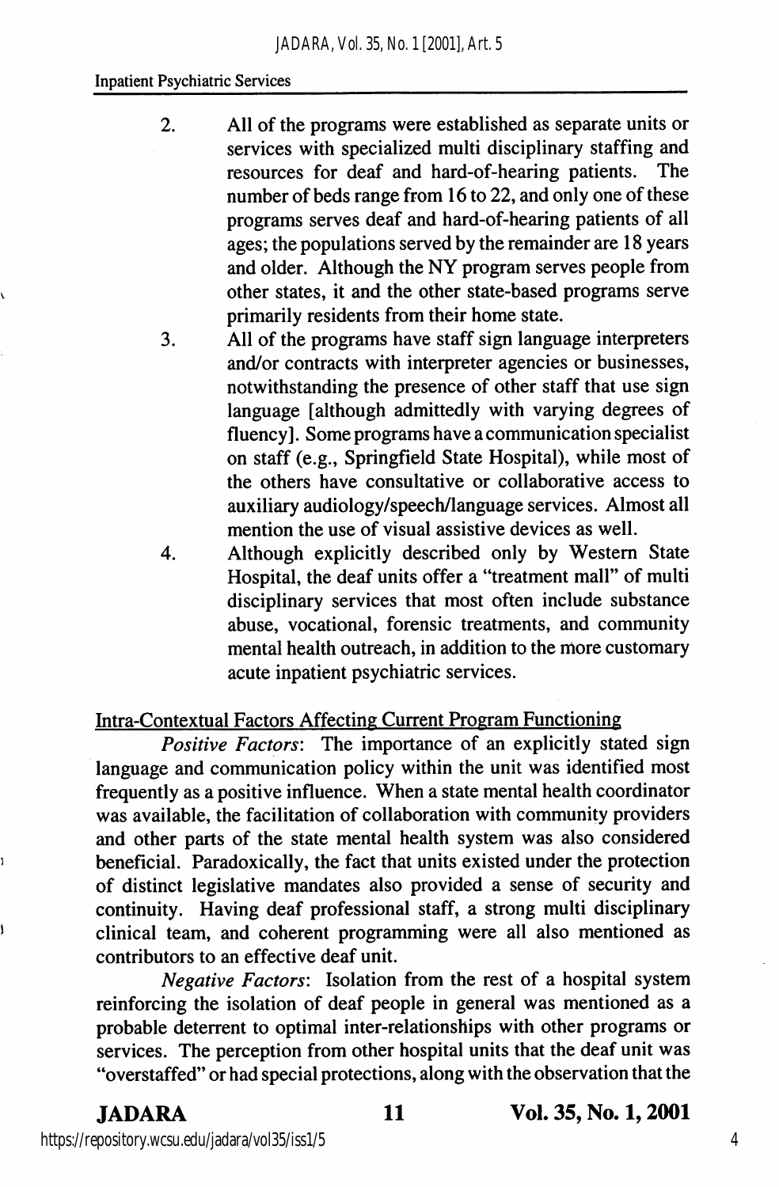2. All of the programs were established as separate units or services with specialized multi disciplinary staffing and resources for deaf and hard-of-hearing patients. The number of beds range from 16 to 22, and only one of these programs serves deaf and hard-of-hearing patients of all ages; the populations served by the remainder are 18 years and older. Although the NY program serves people from other states, it and the other state-based programs serve primarily residents from their home state.
3. All of the programs have staff sign language interpreters and/or contracts with interpreter agencies or businesses, notwithstanding the presence of other staff that use sign language [although admittedly with varying degrees of fluency]. Some programs have a communication specialist on staff (e.g., Springfield State Hospital), while most of the others have consultative or collaborative access to auxiliary audiology/speech/language services. Almost all mention the use of visual assistive devices as well.
4. Although explicitly described only by Western State Hospital, the deaf units offer a "treatment mall" of multi disciplinary services that most often include substance abuse, vocational, forensic treatments, and community mental health outreach, in addition to the more customary acute inpatient psychiatric services.

Intra-Contextual Factors Affecting Current Program Functioning

*Positive Factors*: The importance of an explicitly stated sign language and communication policy within the unit was identified most frequently as a positive influence. When a state mental health coordinator was available, the facilitation of collaboration with community providers and other parts of the state mental health system was also considered beneficial. Paradoxically, the fact that units existed under the protection of distinct legislative mandates also provided a sense of security and continuity. Having deaf professional staff, a strong multi disciplinary clinical team, and coherent programming were all also mentioned as contributors to an effective deaf unit.

*Negative Factors*: Isolation from the rest of a hospital system reinforcing the isolation of deaf people in general was mentioned as a probable deterrent to optimal inter-relationships with other programs or services. The perception from other hospital units that the deaf unit was "overstaffed" or had special protections, along with the observation that the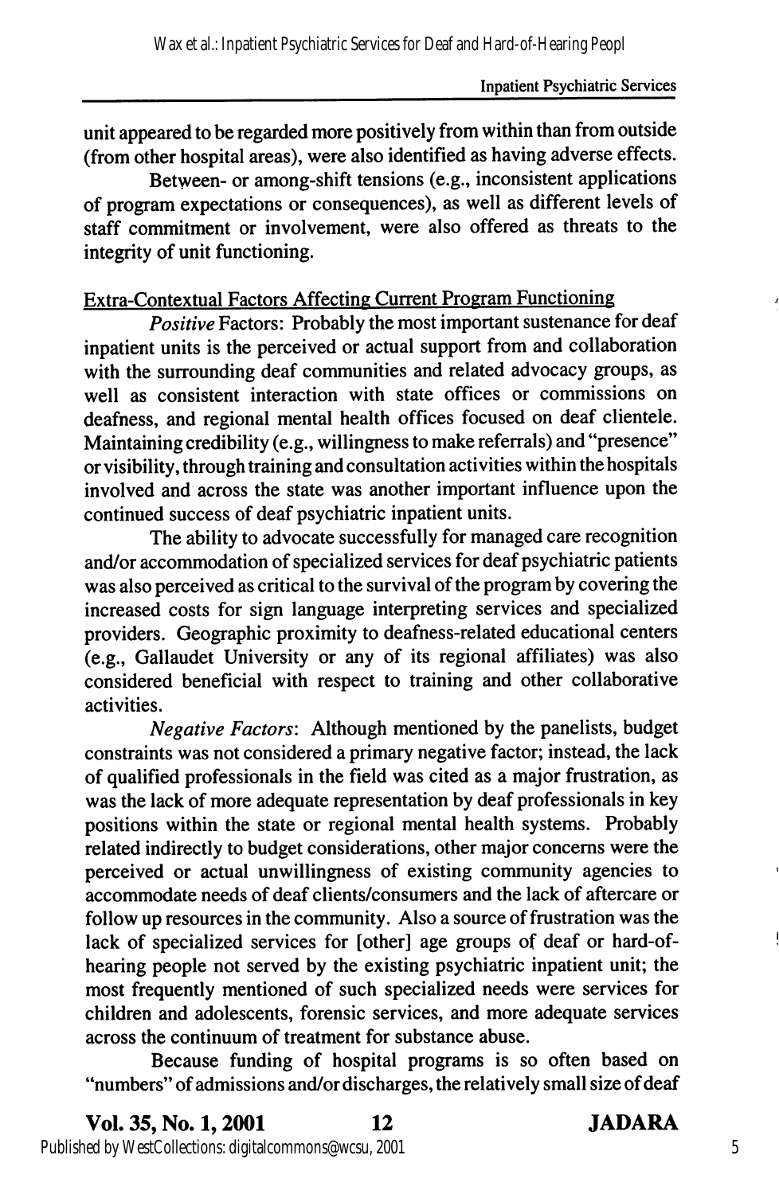unit appeared to be regarded more positively from within than from outside (from other hospital areas), were also identified as having adverse effects.

Between- or among-shift tensions (e.g., inconsistent applications of program expectations or consequences), as well as different levels of staff commitment or involvement, were also offered as threats to the integrity of unit functioning.

Extra-Contextual Factors Affecting Current Program Functioning

*Positive* Factors: Probably the most important sustenance for deaf inpatient units is the perceived or actual support from and collaboration with the surrounding deaf communities and related advocacy groups, as well as consistent interaction with state offices or commissions on deafness, and regional mental health offices focused on deaf clientele. Maintaining credibility (e.g., willingness to make referrals) and "presence" or visibility, through training and consultation activities within the hospitals involved and across the state was another important influence upon the continued success of deaf psychiatric inpatient units.

The ability to advocate successfully for managed care recognition and/or accommodation of specialized services for deaf psychiatric patients was also perceived as critical to the survival of the program by covering the increased costs for sign language interpreting services and specialized providers. Geographic proximity to deafness-related educational centers (e.g., Gallaudet University or any of its regional affiliates) was also considered beneficial with respect to training and other collaborative activities.

*Negative Factors*: Although mentioned by the panelists, budget constraints was not considered a primary negative factor; instead, the lack of qualified professionals in the field was cited as a major frustration, as was the lack of more adequate representation by deaf professionals in key positions within the state or regional mental health systems. Probably related indirectly to budget considerations, other major concerns were the perceived or actual unwillingness of existing community agencies to accommodate needs of deaf clients/consumers and the lack of aftercare or follow up resources in the community. Also a source of frustration was the lack of specialized services for [other] age groups of deaf or hard-of-hearing people not served by the existing psychiatric inpatient unit; the most frequently mentioned of such specialized needs were services for children and adolescents, forensic services, and more adequate services across the continuum of treatment for substance abuse.

Because funding of hospital programs is so often based on "numbers" of admissions and/or discharges, the relatively small size of deaf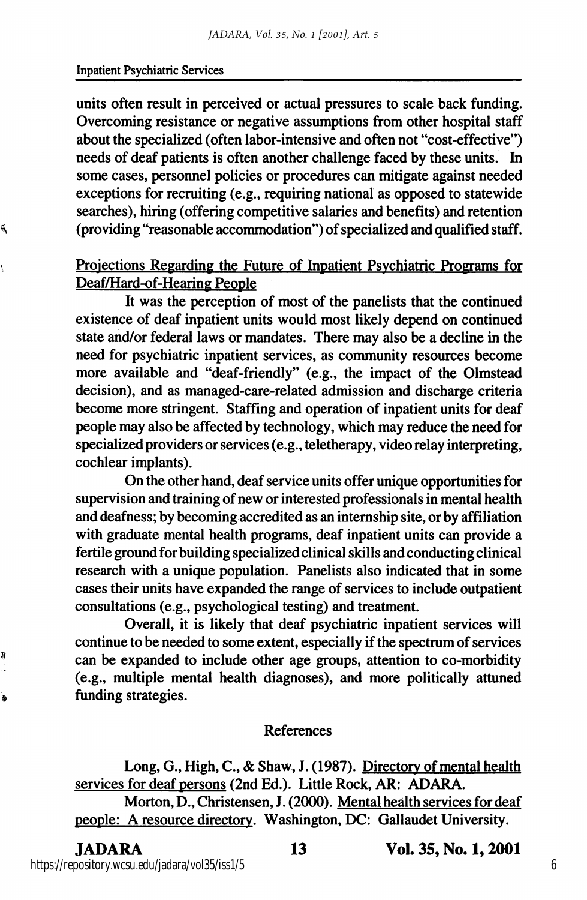units often result in perceived or actual pressures to scale back funding. Overcoming resistance or negative assumptions from other hospital staff about the specialized (often labor-intensive and often not "cost-effective") needs of deaf patients is often another challenge faced by these units. In some cases, personnel policies or procedures can mitigate against needed exceptions for recruiting (e.g., requiring national as opposed to statewide searches), hiring (offering competitive salaries and benefits) and retention (providing "reasonable accommodation") of specialized and qualified staff.

## Projections Regarding the Future of Inpatient Psychiatric Programs for Deaf/Hard-of-Hearing People

It was the perception of most of the panelists that the continued existence of deaf inpatient units would most likely depend on continued state and/or federal laws or mandates. There may also be a decline in the need for psychiatric inpatient services, as community resources become more available and "deaf-friendly" (e.g., the impact of the Olmstead decision), and as managed-care-related admission and discharge criteria become more stringent. Staffing and operation of inpatient units for deaf people may also be affected by technology, which may reduce the need for specialized providers or services (e.g., teletherapy, video relay interpreting, cochlear implants).

On the other hand, deaf service units offer unique opportunities for supervision and training of new or interested professionals in mental health and deafness; by becoming accredited as an internship site, or by affiliation with graduate mental health programs, deaf inpatient units can provide a fertile ground for building specialized clinical skills and conducting clinical research with a unique population. Panelists also indicated that in some cases their units have expanded the range of services to include outpatient consultations (e.g., psychological testing) and treatment.

Overall, it is likely that deaf psychiatric inpatient services will continue to be needed to some extent, especially if the spectrum of services can be expanded to include other age groups, attention to co-morbidity (e.g., multiple mental health diagnoses), and more politically attuned funding strategies.

## References

Long, G., High, C., & Shaw, J. (1987). Directory of mental health services for deaf persons (2nd Ed.). Little Rock, AR: ADARA.

Morton, D., Christensen, J. (2000). Mental health services for deaf people: A resource directory. Washington, DC: Gallaudet University.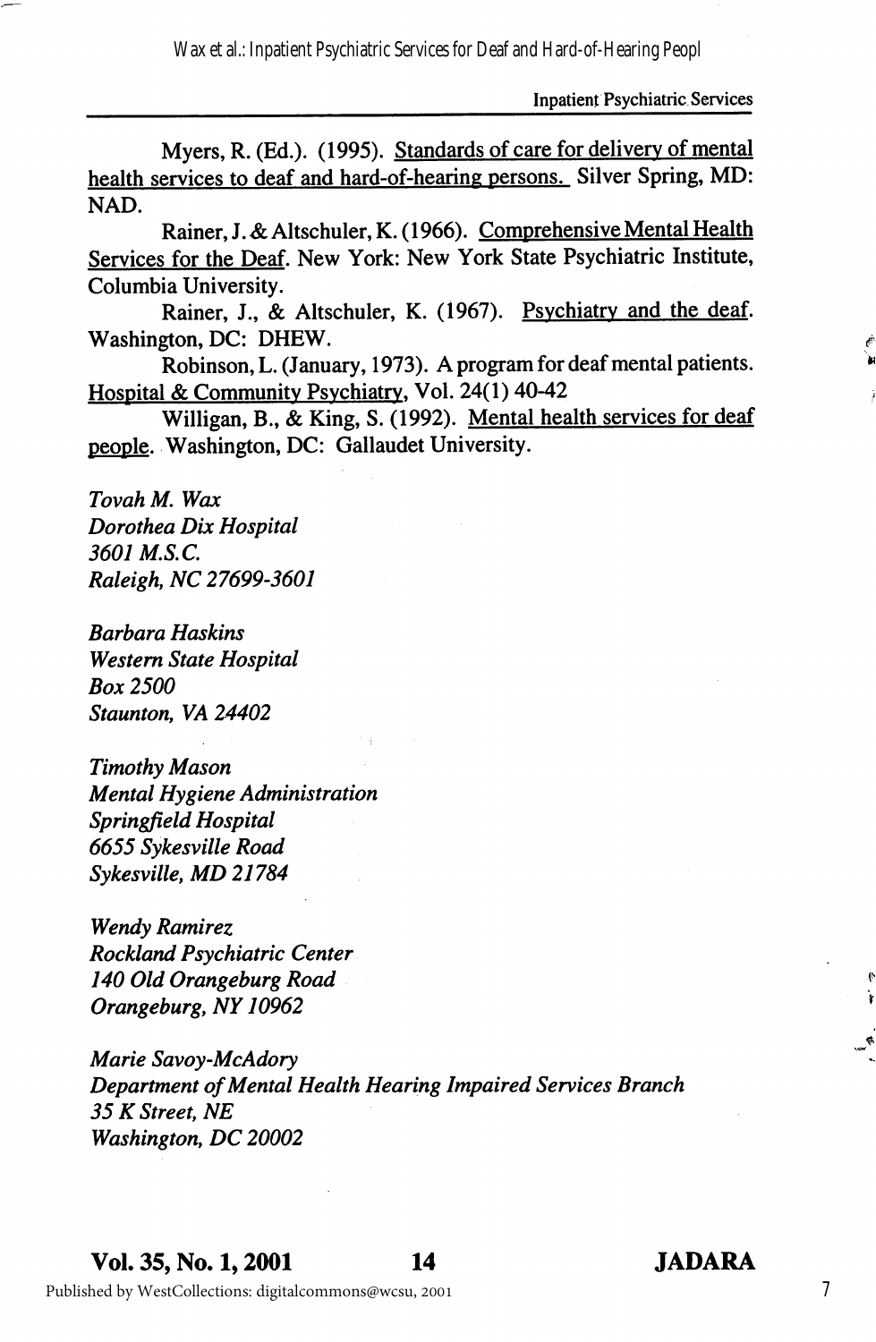Myers, R. (Ed.). (1995). Standards of care for delivery of mental health services to deaf and hard-of-hearing persons. Silver Spring, MD: NAD.

Rainer, J. & Altschuler, K. (1966). Comprehensive Mental Health Services for the Deaf. New York: New York State Psychiatric Institute, Columbia University.

Rainer, J., & Altschuler, K. (1967). Psychiatry and the deaf. Washington, DC: DHEW.

Robinson, L. (January, 1973). A program for deaf mental patients. Hospital & Community Psychiatry, Vol. 24(1) 40-42

Willigan, B., & King, S. (1992). Mental health services for deaf people. Washington, DC: Gallaudet University.

*Tovah M. Wax*
*Dorothea Dix Hospital*
*3601 M.S.C.*
*Raleigh, NC 27699-3601*

*Barbara Haskins*
*Western State Hospital*
*Box 2500*
*Staunton, VA 24402*

*Timothy Mason*
*Mental Hygiene Administration*
*Springfield Hospital*
*6655 Sykesville Road*
*Sykesville, MD 21784*

*Wendy Ramirez*
*Rockland Psychiatric Center*
*140 Old Orangeburg Road*
*Orangeburg, NY 10962*

*Marie Savoy-McAdory*
*Department of Mental Health Hearing Impaired Services Branch*
*35 K Street, NE*
*Washington, DC 20002*